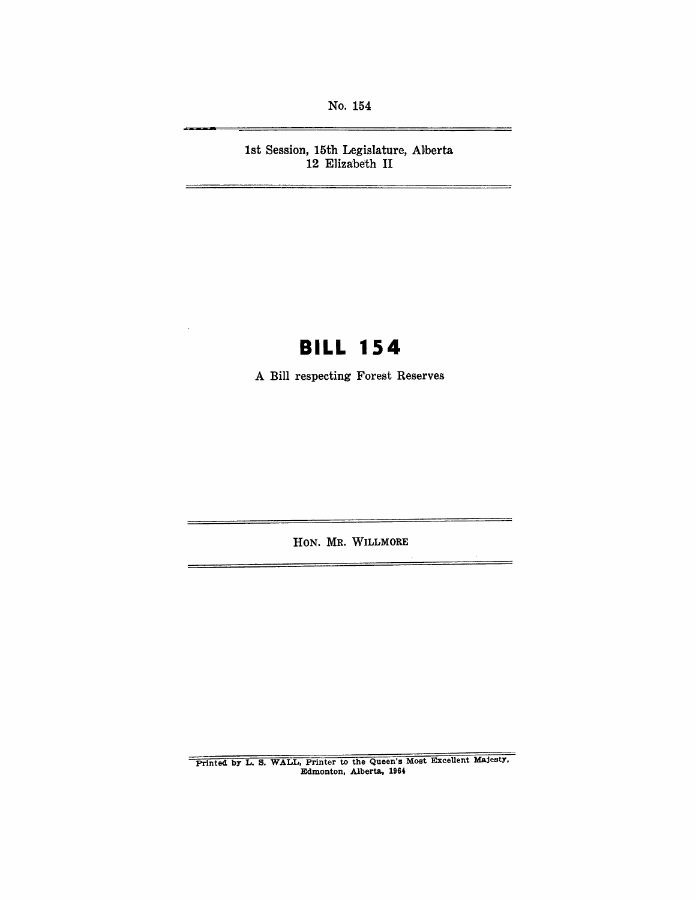No. 154

1st Session, 15th Legislature, Alberta
12 Elizabeth II

# BILL 154

A Bill respecting Forest Reserves

HON. MR. WILLMORE

Printed by L. S. WALL, Printer to the Queen's Most Excellent Majesty,
Edmonton, Alberta, 1964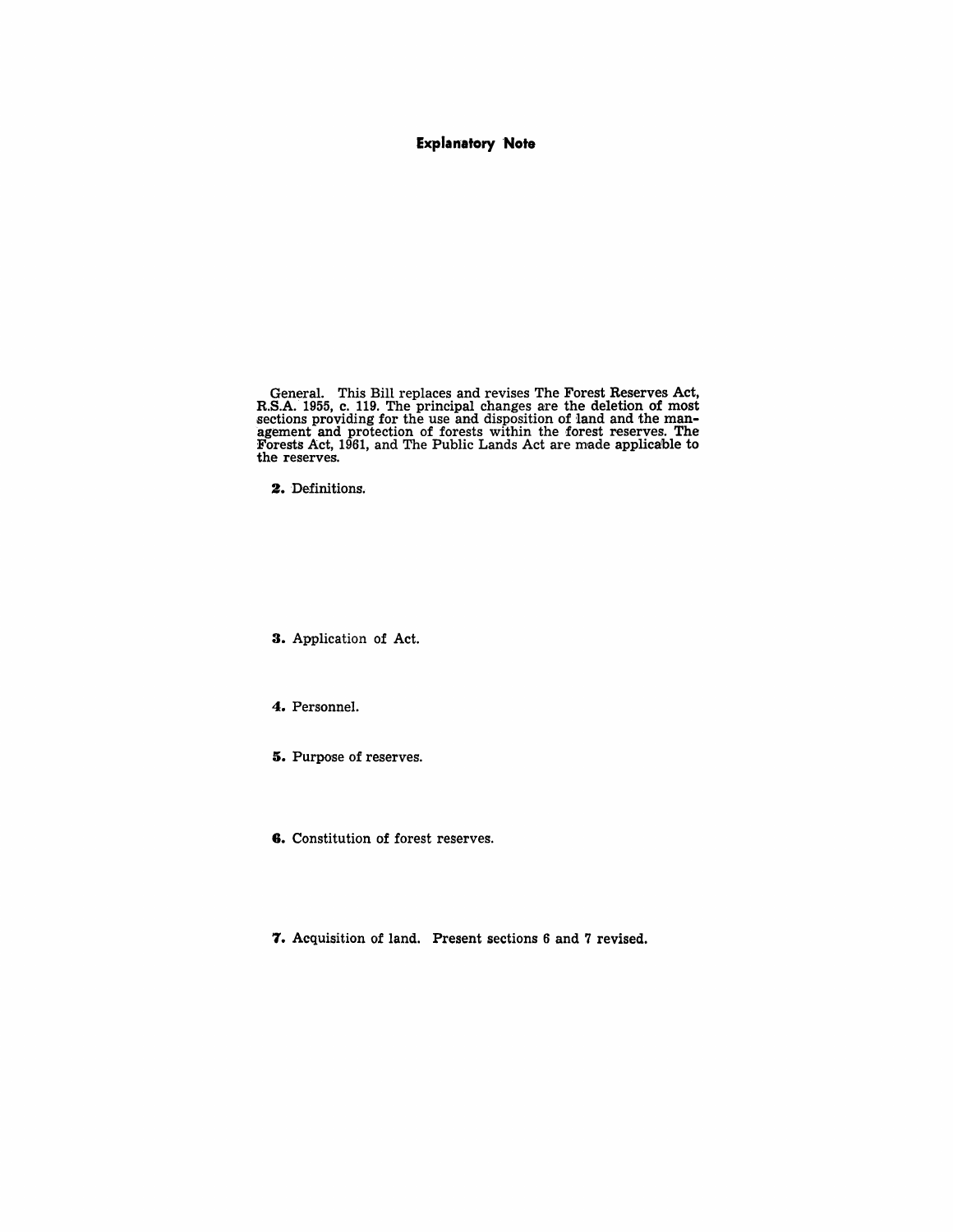# Explanatory Note

General. This Bill replaces and revises The Forest Reserves Act, R.S.A. 1955, c. 119. The principal changes are the deletion of most sections providing for the use and disposition of land and the management and protection of forests within the forest reserves. The Forests Act, 1961, and The Public Lands Act are made applicable to the reserves.

**2.** Definitions.

**3.** Application of Act.

**4.** Personnel.

**5.** Purpose of reserves.

**6.** Constitution of forest reserves.

**7.** Acquisition of land. Present sections 6 and 7 revised.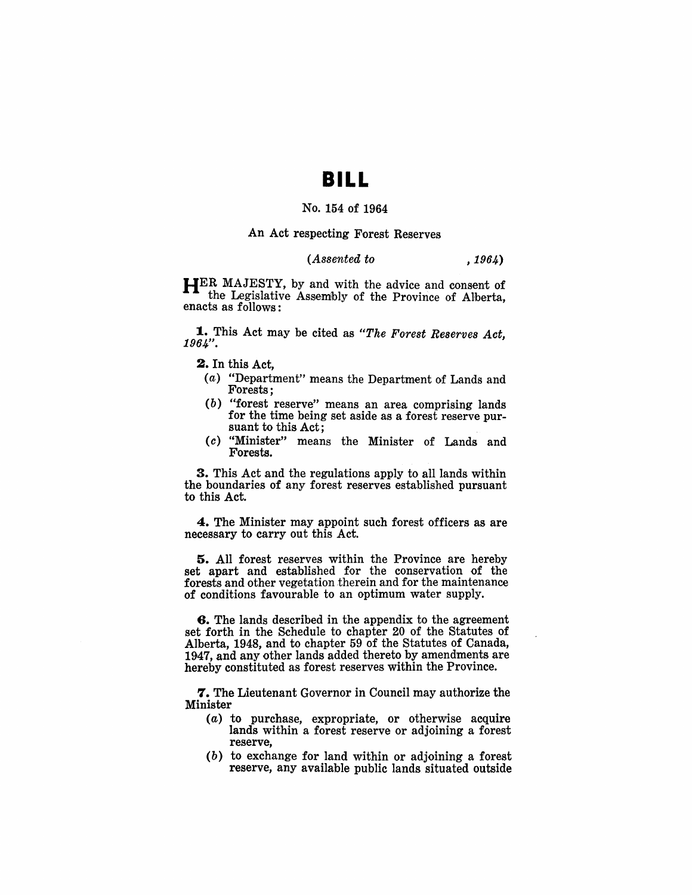# BILL

No. 154 of 1964

An Act respecting Forest Reserves

*(Assented to , 1964)*

HER MAJESTY, by and with the advice and consent of the Legislative Assembly of the Province of Alberta, enacts as follows:

**1.** This Act may be cited as *"The Forest Reserves Act, 1964"*.

**2.** In this Act,

- (*a*) "Department" means the Department of Lands and Forests;
- (*b*) "forest reserve" means an area comprising lands for the time being set aside as a forest reserve pursuant to this Act;
- (*c*) "Minister" means the Minister of Lands and Forests.

**3.** This Act and the regulations apply to all lands within the boundaries of any forest reserves established pursuant to this Act.

**4.** The Minister may appoint such forest officers as are necessary to carry out this Act.

**5.** All forest reserves within the Province are hereby set apart and established for the conservation of the forests and other vegetation therein and for the maintenance of conditions favourable to an optimum water supply.

**6.** The lands described in the appendix to the agreement set forth in the Schedule to chapter 20 of the Statutes of Alberta, 1948, and to chapter 59 of the Statutes of Canada, 1947, and any other lands added thereto by amendments are hereby constituted as forest reserves within the Province.

**7.** The Lieutenant Governor in Council may authorize the Minister

- (*a*) to purchase, expropriate, or otherwise acquire lands within a forest reserve or adjoining a forest reserve,
- (*b*) to exchange for land within or adjoining a forest reserve, any available public lands situated outside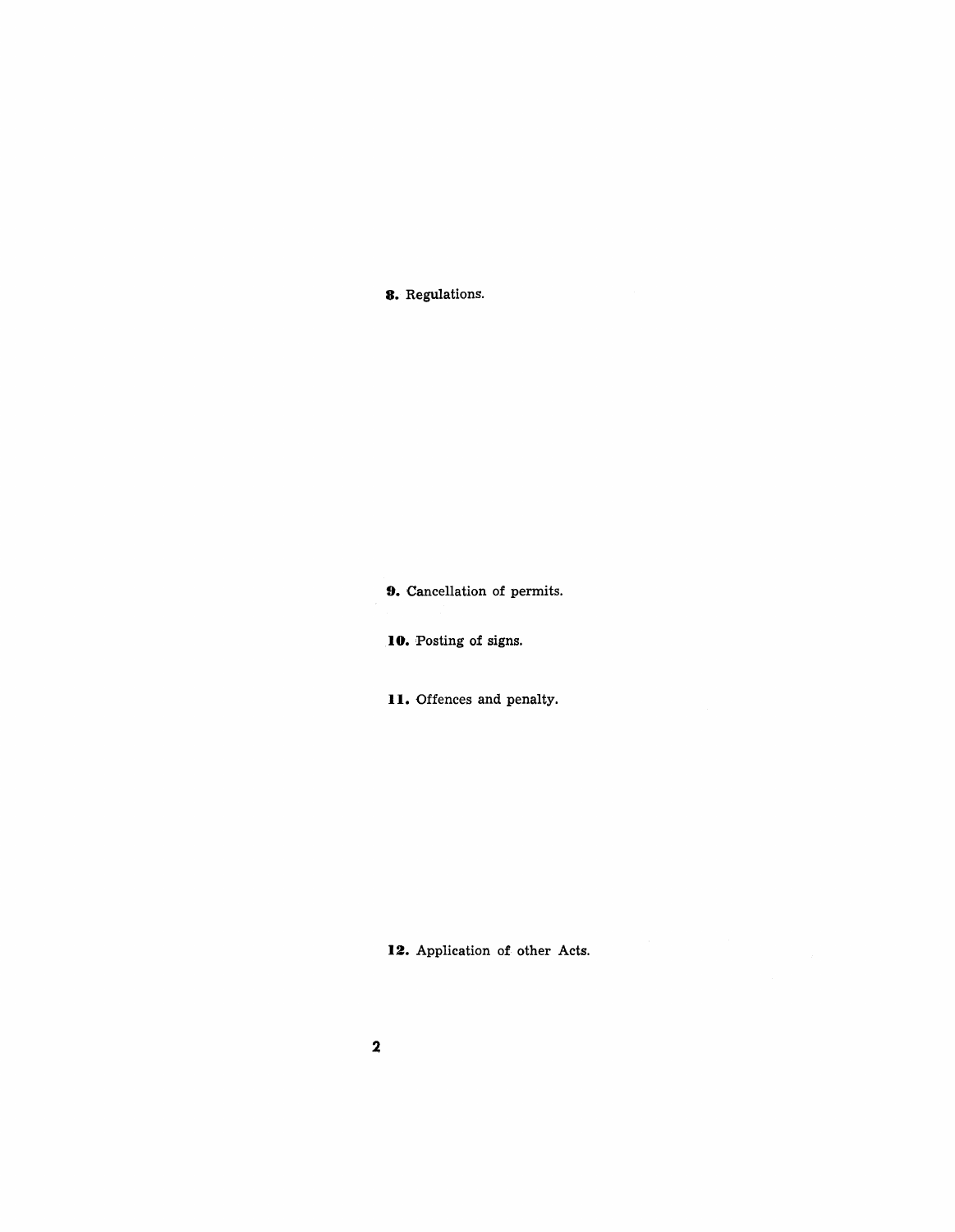**8.** Regulations.

**9.** Cancellation of permits.

**10.** Posting of signs.

**11.** Offences and penalty.

**12.** Application of other Acts.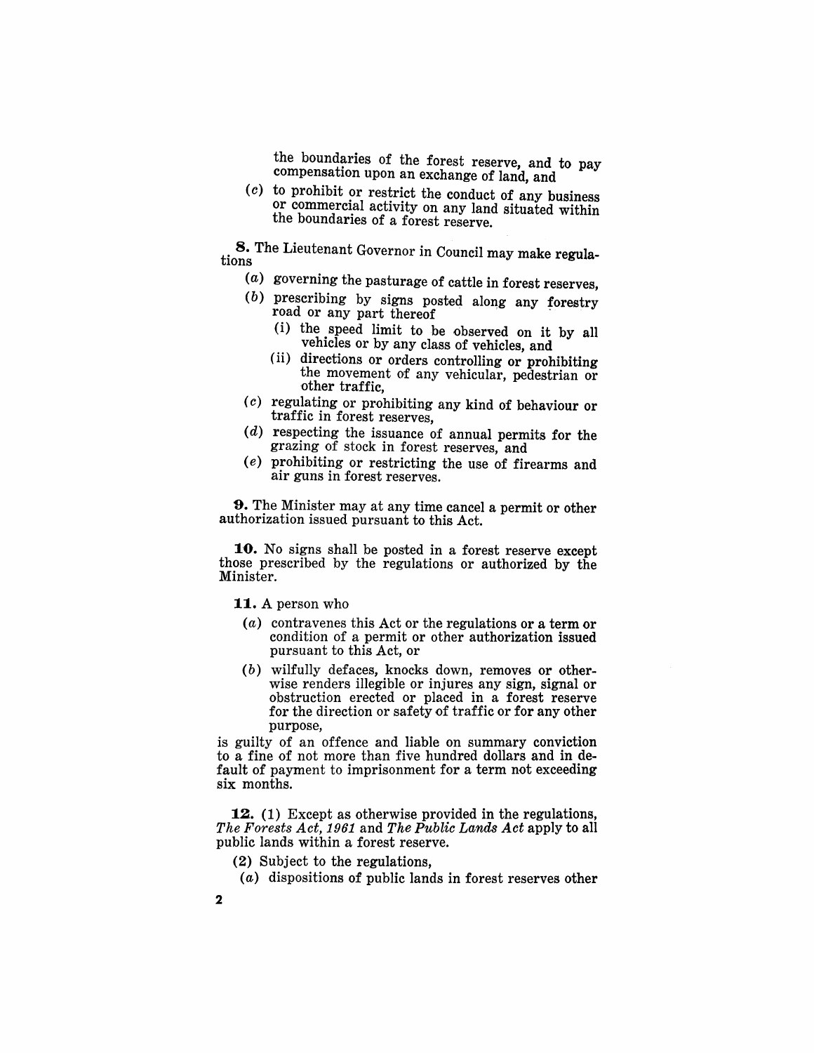the boundaries of the forest reserve, and to pay compensation upon an exchange of land, and

(*c*) to prohibit or restrict the conduct of any business or commercial activity on any land situated within the boundaries of a forest reserve.

**8.** The Lieutenant Governor in Council may make regulations

(*a*) governing the pasturage of cattle in forest reserves,

(*b*) prescribing by signs posted along any forestry road or any part thereof

(i) the speed limit to be observed on it by all vehicles or by any class of vehicles, and

(ii) directions or orders controlling or prohibiting the movement of any vehicular, pedestrian or other traffic,

(*c*) regulating or prohibiting any kind of behaviour or traffic in forest reserves,

(*d*) respecting the issuance of annual permits for the grazing of stock in forest reserves, and

(*e*) prohibiting or restricting the use of firearms and air guns in forest reserves.

**9.** The Minister may at any time cancel a permit or other authorization issued pursuant to this Act.

**10.** No signs shall be posted in a forest reserve except those prescribed by the regulations or authorized by the Minister.

**11.** A person who

(*a*) contravenes this Act or the regulations or a term or condition of a permit or other authorization issued pursuant to this Act, or

(*b*) wilfully defaces, knocks down, removes or otherwise renders illegible or injures any sign, signal or obstruction erected or placed in a forest reserve for the direction or safety of traffic or for any other purpose,

is guilty of an offence and liable on summary conviction to a fine of not more than five hundred dollars and in default of payment to imprisonment for a term not exceeding six months.

**12.** (1) Except as otherwise provided in the regulations, *The Forests Act, 1961* and *The Public Lands Act* apply to all public lands within a forest reserve.

(2) Subject to the regulations,

(*a*) dispositions of public lands in forest reserves other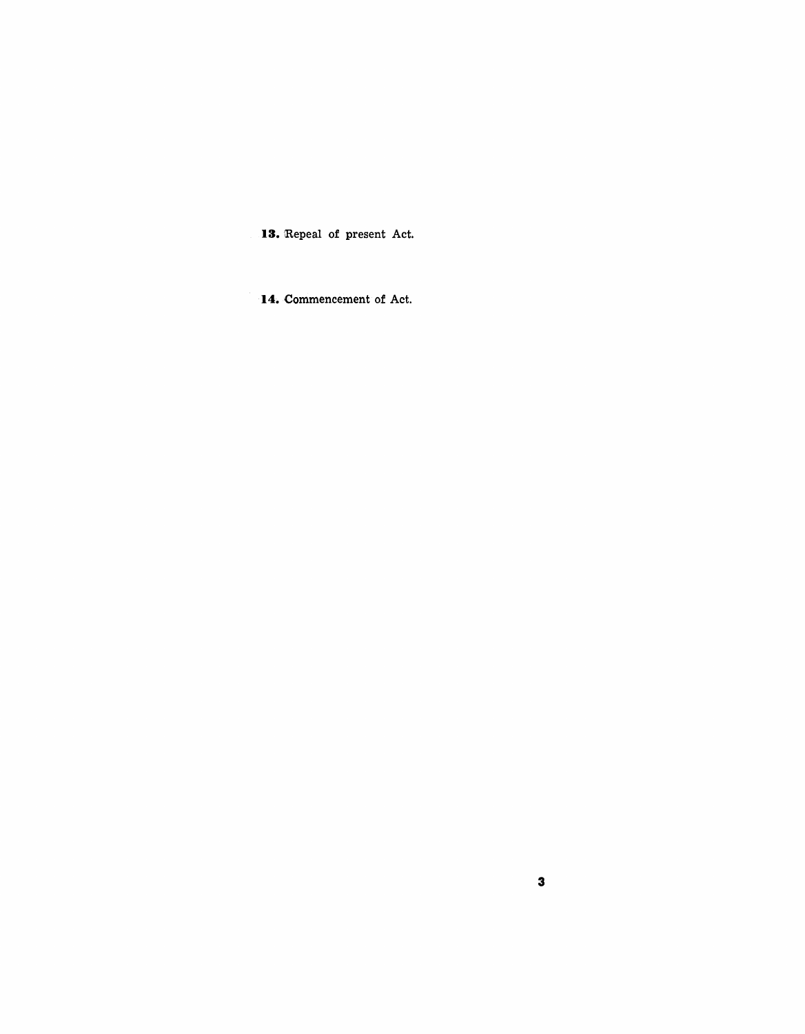**13.** Repeal of present Act.

**14.** Commencement of Act.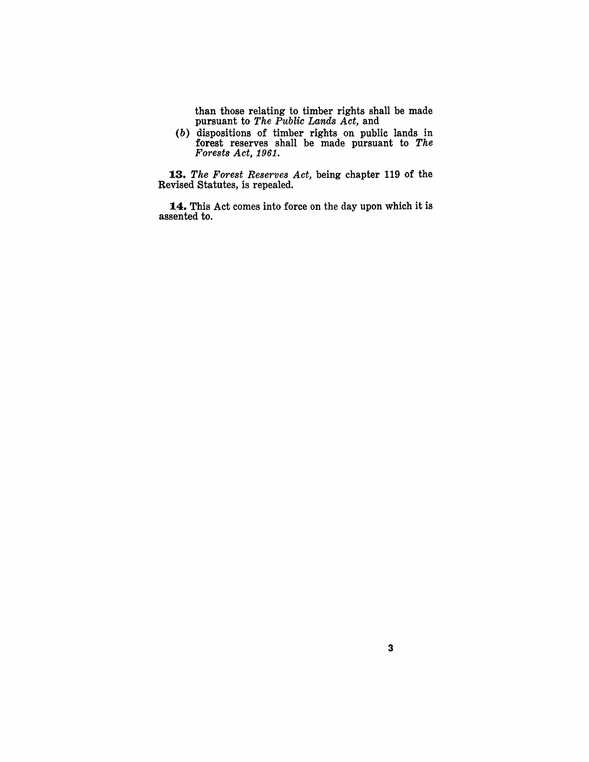than those relating to timber rights shall be made pursuant to *The Public Lands Act*, and

(*b*) dispositions of timber rights on public lands in forest reserves shall be made pursuant to *The Forests Act, 1961*.

**13.** *The Forest Reserves Act*, being chapter 119 of the Revised Statutes, is repealed.

**14.** This Act comes into force on the day upon which it is assented to.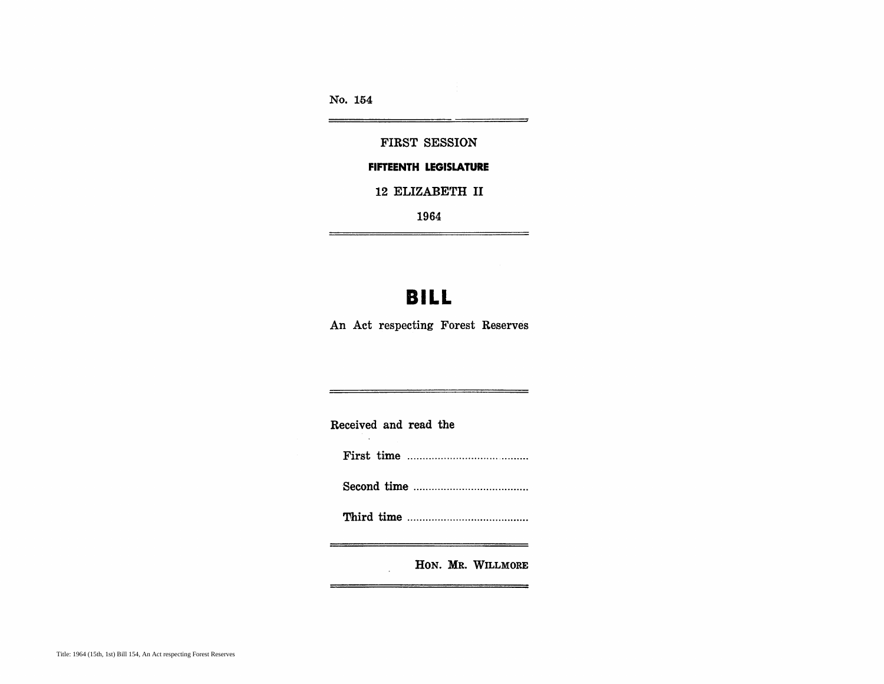No. 154

FIRST SESSION

**FIFTEENTH LEGISLATURE**

12 ELIZABETH II

1964

# BILL

An Act respecting Forest Reserves

Received and read the

First time ......................................

Second time ......................................

Third time ......................................

HON. MR. WILLMORE

Title: 1964 (15th, 1st) Bill 154, An Act respecting Forest Reserves